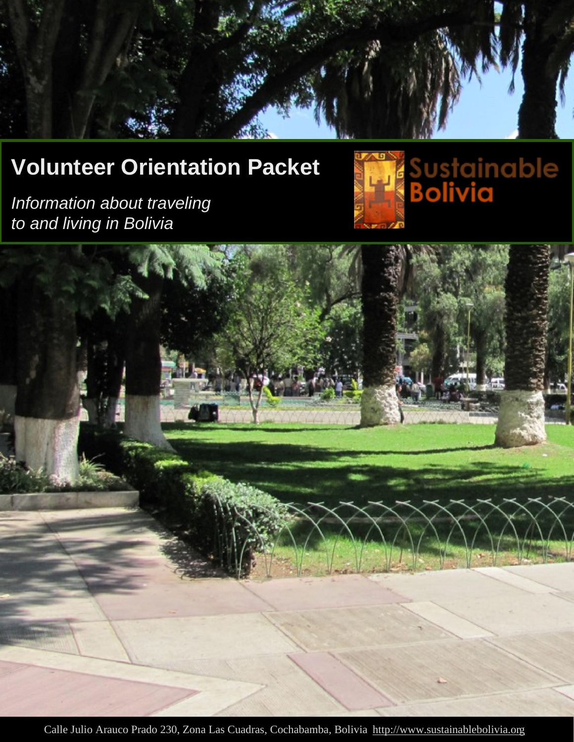# Volunteer Orientation Packet

*Information about traveling to and living in Bolivia*

Sustainable Bolivia

Calle Julio Arauco Prado 230, Zona Las Cuadras, Cochabamba, Bolivia http://www.sustainablebolivia.org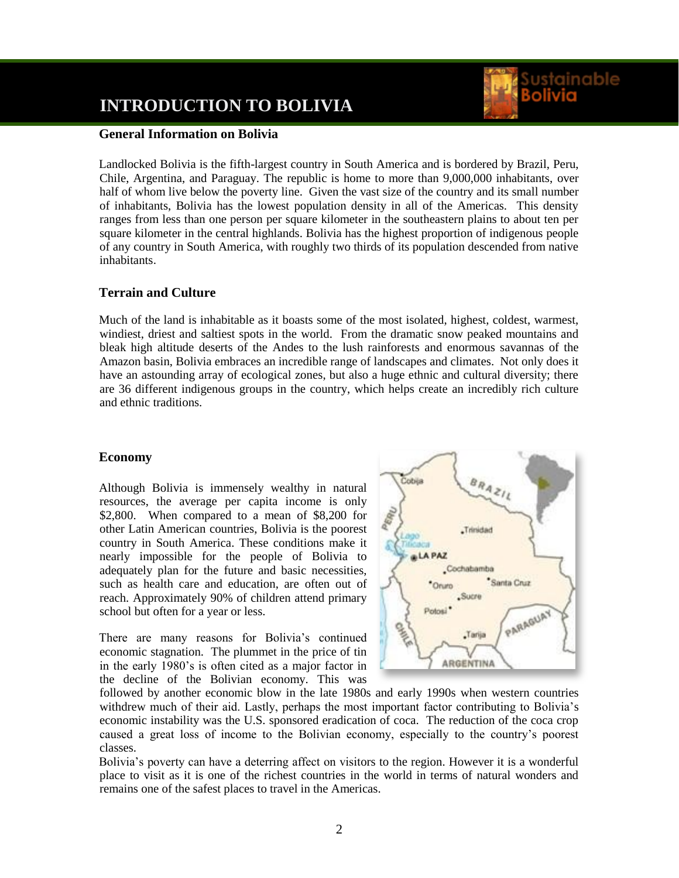# INTRODUCTION TO BOLIVIA

## General Information on Bolivia

Landlocked Bolivia is the fifth-largest country in South America and is bordered by Brazil, Peru, Chile, Argentina, and Paraguay. The republic is home to more than 9,000,000 inhabitants, over half of whom live below the poverty line. Given the vast size of the country and its small number of inhabitants, Bolivia has the lowest population density in all of the Americas. This density ranges from less than one person per square kilometer in the southeastern plains to about ten per square kilometer in the central highlands. Bolivia has the highest proportion of indigenous people of any country in South America, with roughly two thirds of its population descended from native inhabitants.

## Terrain and Culture

Much of the land is inhabitable as it boasts some of the most isolated, highest, coldest, warmest, windiest, driest and saltiest spots in the world. From the dramatic snow peaked mountains and bleak high altitude deserts of the Andes to the lush rainforests and enormous savannas of the Amazon basin, Bolivia embraces an incredible range of landscapes and climates. Not only does it have an astounding array of ecological zones, but also a huge ethnic and cultural diversity; there are 36 different indigenous groups in the country, which helps create an incredibly rich culture and ethnic traditions.

## Economy

Although Bolivia is immensely wealthy in natural resources, the average per capita income is only $2,800. When compared to a mean of $8,200 for other Latin American countries, Bolivia is the poorest country in South America. These conditions make it nearly impossible for the people of Bolivia to adequately plan for the future and basic necessities, such as health care and education, are often out of reach. Approximately 90% of children attend primary school but often for a year or less.

There are many reasons for Bolivia's continued economic stagnation. The plummet in the price of tin in the early 1980's is often cited as a major factor in the decline of the Bolivian economy. This was followed by another economic blow in the late 1980s and early 1990s when western countries withdrew much of their aid. Lastly, perhaps the most important factor contributing to Bolivia's economic instability was the U.S. sponsored eradication of coca. The reduction of the coca crop caused a great loss of income to the Bolivian economy, especially to the country's poorest classes.

Bolivia's poverty can have a deterring affect on visitors to the region. However it is a wonderful place to visit as it is one of the richest countries in the world in terms of natural wonders and remains one of the safest places to travel in the Americas.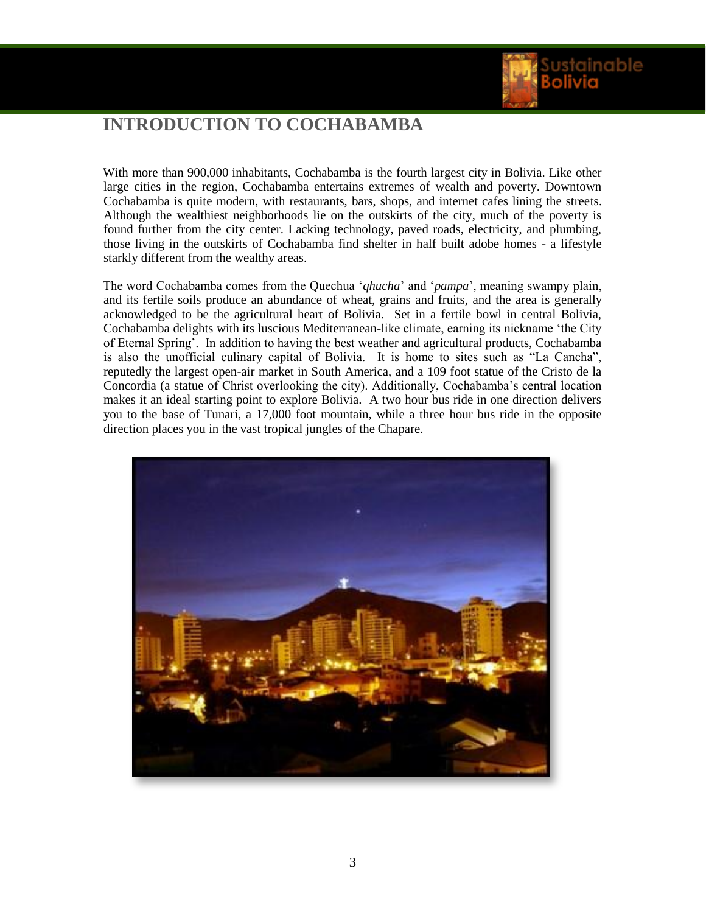# INTRODUCTION TO COCHABAMBA

With more than 900,000 inhabitants, Cochabamba is the fourth largest city in Bolivia. Like other large cities in the region, Cochabamba entertains extremes of wealth and poverty. Downtown Cochabamba is quite modern, with restaurants, bars, shops, and internet cafes lining the streets. Although the wealthiest neighborhoods lie on the outskirts of the city, much of the poverty is found further from the city center. Lacking technology, paved roads, electricity, and plumbing, those living in the outskirts of Cochabamba find shelter in half built adobe homes - a lifestyle starkly different from the wealthy areas.

The word Cochabamba comes from the Quechua '*qhucha*' and '*pampa*', meaning swampy plain, and its fertile soils produce an abundance of wheat, grains and fruits, and the area is generally acknowledged to be the agricultural heart of Bolivia. Set in a fertile bowl in central Bolivia, Cochabamba delights with its luscious Mediterranean-like climate, earning its nickname 'the City of Eternal Spring'. In addition to having the best weather and agricultural products, Cochabamba is also the unofficial culinary capital of Bolivia. It is home to sites such as "La Cancha", reputedly the largest open-air market in South America, and a 109 foot statue of the Cristo de la Concordia (a statue of Christ overlooking the city). Additionally, Cochabamba's central location makes it an ideal starting point to explore Bolivia. A two hour bus ride in one direction delivers you to the base of Tunari, a 17,000 foot mountain, while a three hour bus ride in the opposite direction places you in the vast tropical jungles of the Chapare.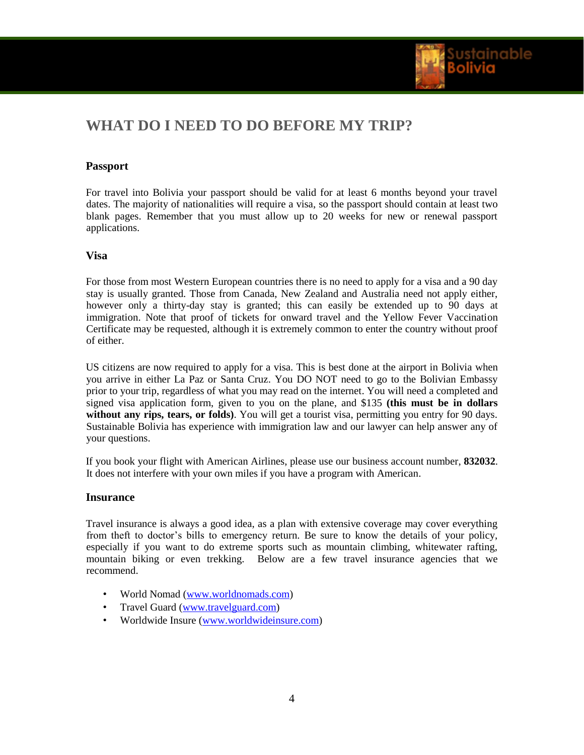# WHAT DO I NEED TO DO BEFORE MY TRIP?

### Passport

For travel into Bolivia your passport should be valid for at least 6 months beyond your travel dates. The majority of nationalities will require a visa, so the passport should contain at least two blank pages. Remember that you must allow up to 20 weeks for new or renewal passport applications.

### Visa

For those from most Western European countries there is no need to apply for a visa and a 90 day stay is usually granted. Those from Canada, New Zealand and Australia need not apply either, however only a thirty-day stay is granted; this can easily be extended up to 90 days at immigration. Note that proof of tickets for onward travel and the Yellow Fever Vaccination Certificate may be requested, although it is extremely common to enter the country without proof of either.

US citizens are now required to apply for a visa. This is best done at the airport in Bolivia when you arrive in either La Paz or Santa Cruz. You DO NOT need to go to the Bolivian Embassy prior to your trip, regardless of what you may read on the internet. You will need a completed and signed visa application form, given to you on the plane, and $135 **(this must be in dollars without any rips, tears, or folds)**. You will get a tourist visa, permitting you entry for 90 days. Sustainable Bolivia has experience with immigration law and our lawyer can help answer any of your questions.

If you book your flight with American Airlines, please use our business account number, **832032**. It does not interfere with your own miles if you have a program with American.

### Insurance

Travel insurance is always a good idea, as a plan with extensive coverage may cover everything from theft to doctor's bills to emergency return. Be sure to know the details of your policy, especially if you want to do extreme sports such as mountain climbing, whitewater rafting, mountain biking or even trekking. Below are a few travel insurance agencies that we recommend.

- World Nomad (www.worldnomads.com)
- Travel Guard (www.travelguard.com)
- Worldwide Insure (www.worldwideinsure.com)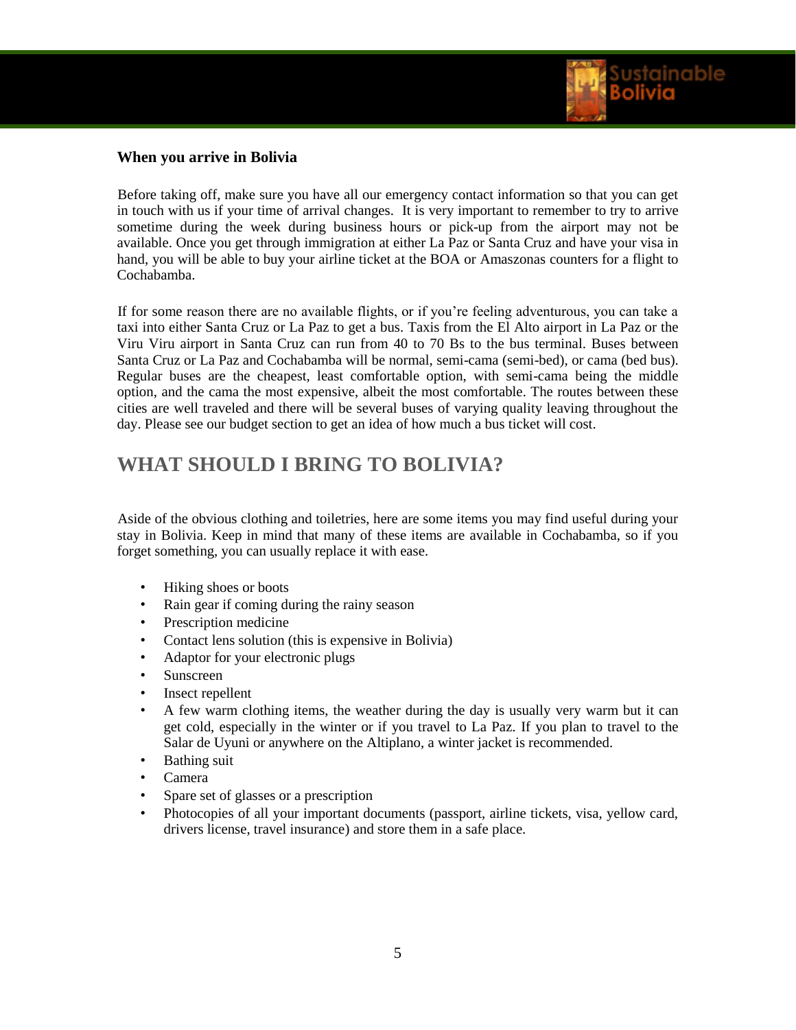### When you arrive in Bolivia

Before taking off, make sure you have all our emergency contact information so that you can get in touch with us if your time of arrival changes. It is very important to remember to try to arrive sometime during the week during business hours or pick-up from the airport may not be available. Once you get through immigration at either La Paz or Santa Cruz and have your visa in hand, you will be able to buy your airline ticket at the BOA or Amaszonas counters for a flight to Cochabamba.

If for some reason there are no available flights, or if you're feeling adventurous, you can take a taxi into either Santa Cruz or La Paz to get a bus. Taxis from the El Alto airport in La Paz or the Viru Viru airport in Santa Cruz can run from 40 to 70 Bs to the bus terminal. Buses between Santa Cruz or La Paz and Cochabamba will be normal, semi-cama (semi-bed), or cama (bed bus). Regular buses are the cheapest, least comfortable option, with semi-cama being the middle option, and the cama the most expensive, albeit the most comfortable. The routes between these cities are well traveled and there will be several buses of varying quality leaving throughout the day. Please see our budget section to get an idea of how much a bus ticket will cost.

## WHAT SHOULD I BRING TO BOLIVIA?

Aside of the obvious clothing and toiletries, here are some items you may find useful during your stay in Bolivia. Keep in mind that many of these items are available in Cochabamba, so if you forget something, you can usually replace it with ease.

- Hiking shoes or boots
- Rain gear if coming during the rainy season
- Prescription medicine
- Contact lens solution (this is expensive in Bolivia)
- Adaptor for your electronic plugs
- Sunscreen
- Insect repellent
- A few warm clothing items, the weather during the day is usually very warm but it can get cold, especially in the winter or if you travel to La Paz. If you plan to travel to the Salar de Uyuni or anywhere on the Altiplano, a winter jacket is recommended.
- Bathing suit
- Camera
- Spare set of glasses or a prescription
- Photocopies of all your important documents (passport, airline tickets, visa, yellow card, drivers license, travel insurance) and store them in a safe place.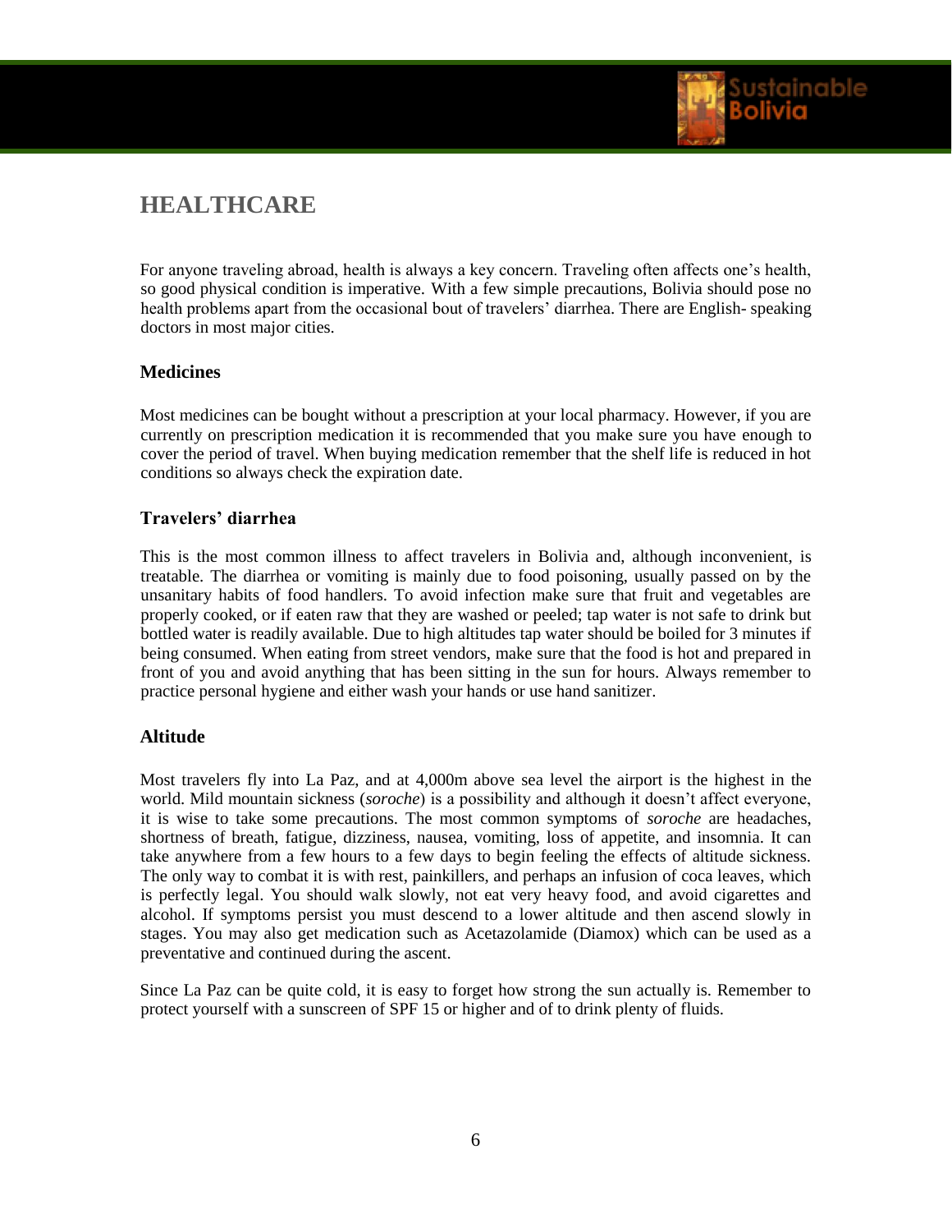# HEALTHCARE

For anyone traveling abroad, health is always a key concern. Traveling often affects one's health, so good physical condition is imperative. With a few simple precautions, Bolivia should pose no health problems apart from the occasional bout of travelers' diarrhea. There are English- speaking doctors in most major cities.

### Medicines

Most medicines can be bought without a prescription at your local pharmacy. However, if you are currently on prescription medication it is recommended that you make sure you have enough to cover the period of travel. When buying medication remember that the shelf life is reduced in hot conditions so always check the expiration date.

### Travelers' diarrhea

This is the most common illness to affect travelers in Bolivia and, although inconvenient, is treatable. The diarrhea or vomiting is mainly due to food poisoning, usually passed on by the unsanitary habits of food handlers. To avoid infection make sure that fruit and vegetables are properly cooked, or if eaten raw that they are washed or peeled; tap water is not safe to drink but bottled water is readily available. Due to high altitudes tap water should be boiled for 3 minutes if being consumed. When eating from street vendors, make sure that the food is hot and prepared in front of you and avoid anything that has been sitting in the sun for hours. Always remember to practice personal hygiene and either wash your hands or use hand sanitizer.

### Altitude

Most travelers fly into La Paz, and at 4,000m above sea level the airport is the highest in the world. Mild mountain sickness (*soroche*) is a possibility and although it doesn't affect everyone, it is wise to take some precautions. The most common symptoms of *soroche* are headaches, shortness of breath, fatigue, dizziness, nausea, vomiting, loss of appetite, and insomnia. It can take anywhere from a few hours to a few days to begin feeling the effects of altitude sickness. The only way to combat it is with rest, painkillers, and perhaps an infusion of coca leaves, which is perfectly legal. You should walk slowly, not eat very heavy food, and avoid cigarettes and alcohol. If symptoms persist you must descend to a lower altitude and then ascend slowly in stages. You may also get medication such as Acetazolamide (Diamox) which can be used as a preventative and continued during the ascent.

Since La Paz can be quite cold, it is easy to forget how strong the sun actually is. Remember to protect yourself with a sunscreen of SPF 15 or higher and of to drink plenty of fluids.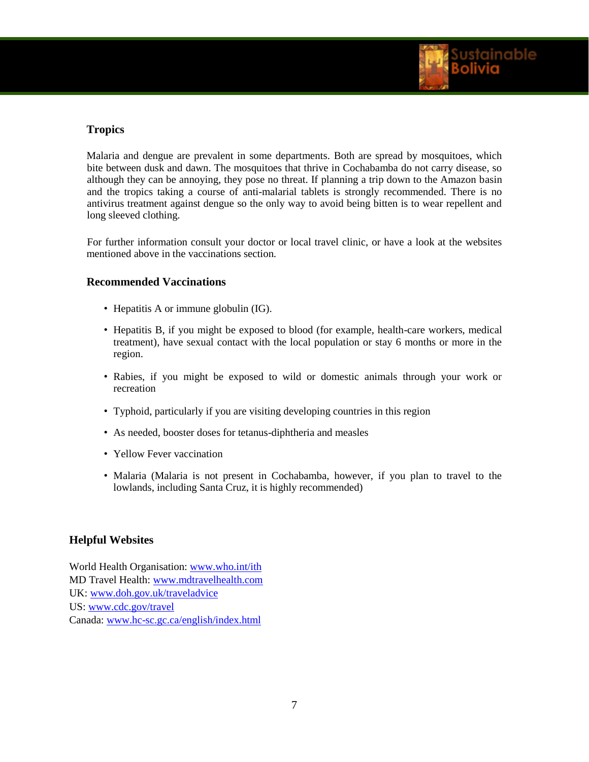### Tropics

Malaria and dengue are prevalent in some departments. Both are spread by mosquitoes, which bite between dusk and dawn. The mosquitoes that thrive in Cochabamba do not carry disease, so although they can be annoying, they pose no threat. If planning a trip down to the Amazon basin and the tropics taking a course of anti-malarial tablets is strongly recommended. There is no antivirus treatment against dengue so the only way to avoid being bitten is to wear repellent and long sleeved clothing.

For further information consult your doctor or local travel clinic, or have a look at the websites mentioned above in the vaccinations section.

### Recommended Vaccinations

- Hepatitis A or immune globulin (IG).
- Hepatitis B, if you might be exposed to blood (for example, health-care workers, medical treatment), have sexual contact with the local population or stay 6 months or more in the region.
- Rabies, if you might be exposed to wild or domestic animals through your work or recreation
- Typhoid, particularly if you are visiting developing countries in this region
- As needed, booster doses for tetanus-diphtheria and measles
- Yellow Fever vaccination
- Malaria (Malaria is not present in Cochabamba, however, if you plan to travel to the lowlands, including Santa Cruz, it is highly recommended)

### Helpful Websites

World Health Organisation: [www.who.int/ith](http://www.who.int/ith)
MD Travel Health: [www.mdtravelhealth.com](http://www.mdtravelhealth.com)
UK: [www.doh.gov.uk/traveladvice](http://www.doh.gov.uk/traveladvice)
US: [www.cdc.gov/travel](http://www.cdc.gov/travel)
Canada: [www.hc-sc.gc.ca/english/index.html](http://www.hc-sc.gc.ca/english/index.html)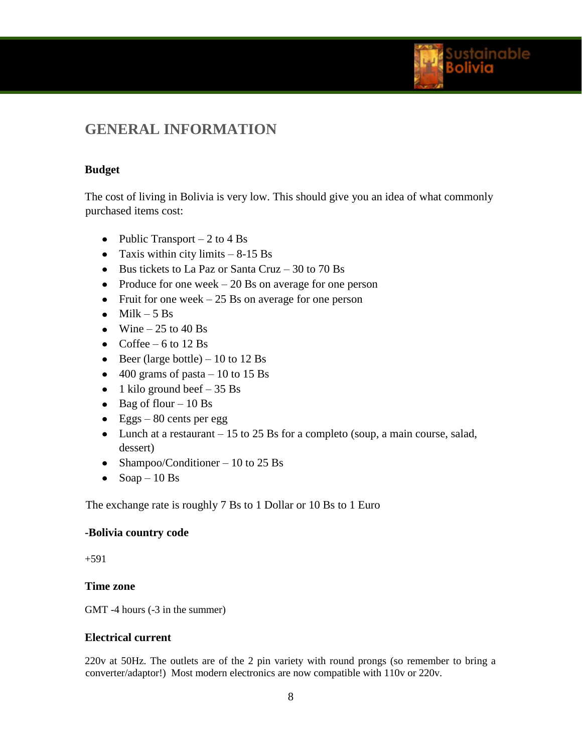## GENERAL INFORMATION

**Budget**

The cost of living in Bolivia is very low. This should give you an idea of what commonly purchased items cost:

- Public Transport – 2 to 4 Bs
- Taxis within city limits – 8-15 Bs
- Bus tickets to La Paz or Santa Cruz – 30 to 70 Bs
- Produce for one week – 20 Bs on average for one person
- Fruit for one week – 25 Bs on average for one person
- Milk – 5 Bs
- Wine – 25 to 40 Bs
- Coffee – 6 to 12 Bs
- Beer (large bottle) – 10 to 12 Bs
- 400 grams of pasta – 10 to 15 Bs
- 1 kilo ground beef – 35 Bs
- Bag of flour – 10 Bs
- Eggs – 80 cents per egg
- Lunch at a restaurant – 15 to 25 Bs for a completo (soup, a main course, salad, dessert)
- Shampoo/Conditioner – 10 to 25 Bs
- Soap – 10 Bs

The exchange rate is roughly 7 Bs to 1 Dollar or 10 Bs to 1 Euro

**-Bolivia country code**

+591

**Time zone**

GMT -4 hours (-3 in the summer)

**Electrical current**

220v at 50Hz. The outlets are of the 2 pin variety with round prongs (so remember to bring a converter/adaptor!) Most modern electronics are now compatible with 110v or 220v.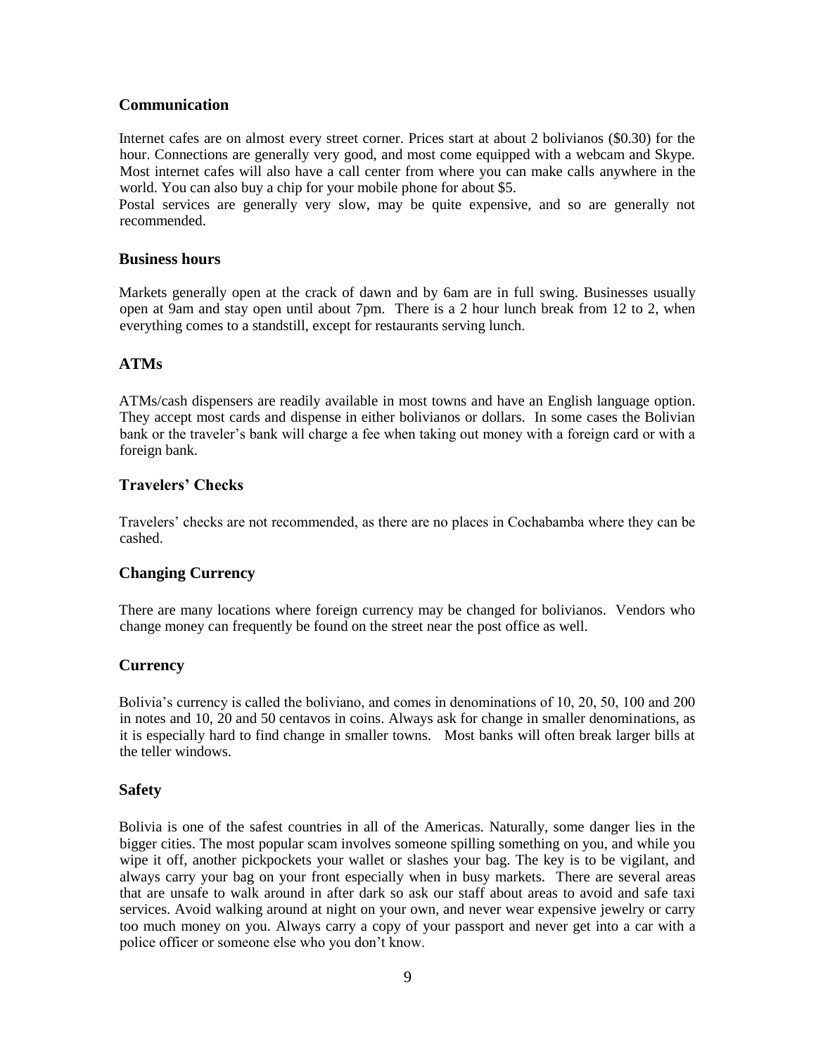## Communication

Internet cafes are on almost every street corner. Prices start at about 2 bolivianos ($0.30) for the hour. Connections are generally very good, and most come equipped with a webcam and Skype. Most internet cafes will also have a call center from where you can make calls anywhere in the world. You can also buy a chip for your mobile phone for about $5.
Postal services are generally very slow, may be quite expensive, and so are generally not recommended.

## Business hours

Markets generally open at the crack of dawn and by 6am are in full swing. Businesses usually open at 9am and stay open until about 7pm. There is a 2 hour lunch break from 12 to 2, when everything comes to a standstill, except for restaurants serving lunch.

## ATMs

ATMs/cash dispensers are readily available in most towns and have an English language option. They accept most cards and dispense in either bolivianos or dollars. In some cases the Bolivian bank or the traveler's bank will charge a fee when taking out money with a foreign card or with a foreign bank.

## Travelers' Checks

Travelers' checks are not recommended, as there are no places in Cochabamba where they can be cashed.

## Changing Currency

There are many locations where foreign currency may be changed for bolivianos. Vendors who change money can frequently be found on the street near the post office as well.

## Currency

Bolivia's currency is called the boliviano, and comes in denominations of 10, 20, 50, 100 and 200 in notes and 10, 20 and 50 centavos in coins. Always ask for change in smaller denominations, as it is especially hard to find change in smaller towns. Most banks will often break larger bills at the teller windows.

## Safety

Bolivia is one of the safest countries in all of the Americas. Naturally, some danger lies in the bigger cities. The most popular scam involves someone spilling something on you, and while you wipe it off, another pickpockets your wallet or slashes your bag. The key is to be vigilant, and always carry your bag on your front especially when in busy markets. There are several areas that are unsafe to walk around in after dark so ask our staff about areas to avoid and safe taxi services. Avoid walking around at night on your own, and never wear expensive jewelry or carry too much money on you. Always carry a copy of your passport and never get into a car with a police officer or someone else who you don't know.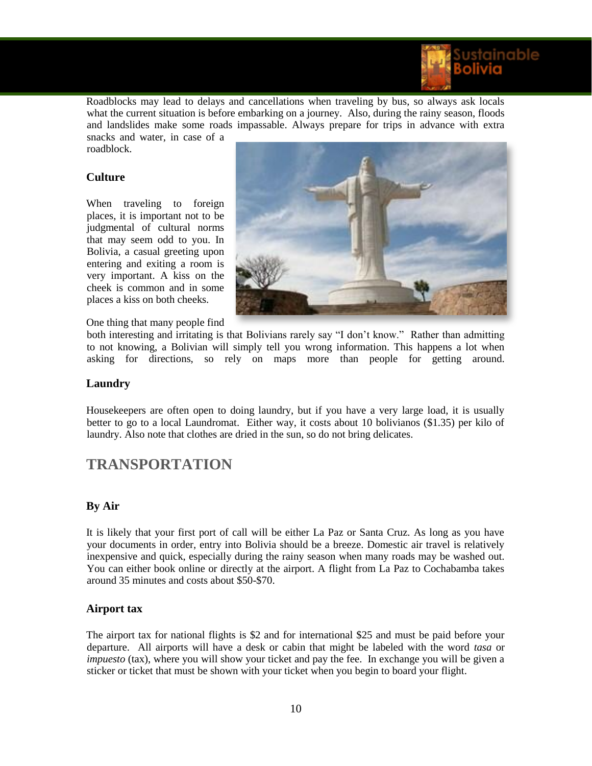Roadblocks may lead to delays and cancellations when traveling by bus, so always ask locals what the current situation is before embarking on a journey. Also, during the rainy season, floods and landslides make some roads impassable. Always prepare for trips in advance with extra snacks and water, in case of a roadblock.

### Culture

When traveling to foreign places, it is important not to be judgmental of cultural norms that may seem odd to you. In Bolivia, a casual greeting upon entering and exiting a room is very important. A kiss on the cheek is common and in some places a kiss on both cheeks.

One thing that many people find both interesting and irritating is that Bolivians rarely say "I don't know." Rather than admitting to not knowing, a Bolivian will simply tell you wrong information. This happens a lot when asking for directions, so rely on maps more than people for getting around.

### Laundry

Housekeepers are often open to doing laundry, but if you have a very large load, it is usually better to go to a local Laundromat. Either way, it costs about 10 bolivianos ($1.35) per kilo of laundry. Also note that clothes are dried in the sun, so do not bring delicates.

## TRANSPORTATION

### By Air

It is likely that your first port of call will be either La Paz or Santa Cruz. As long as you have your documents in order, entry into Bolivia should be a breeze. Domestic air travel is relatively inexpensive and quick, especially during the rainy season when many roads may be washed out. You can either book online or directly at the airport. A flight from La Paz to Cochabamba takes around 35 minutes and costs about $50-$70.

### Airport tax

The airport tax for national flights is $2 and for international $25 and must be paid before your departure. All airports will have a desk or cabin that might be labeled with the word *tasa* or *impuesto* (tax), where you will show your ticket and pay the fee. In exchange you will be given a sticker or ticket that must be shown with your ticket when you begin to board your flight.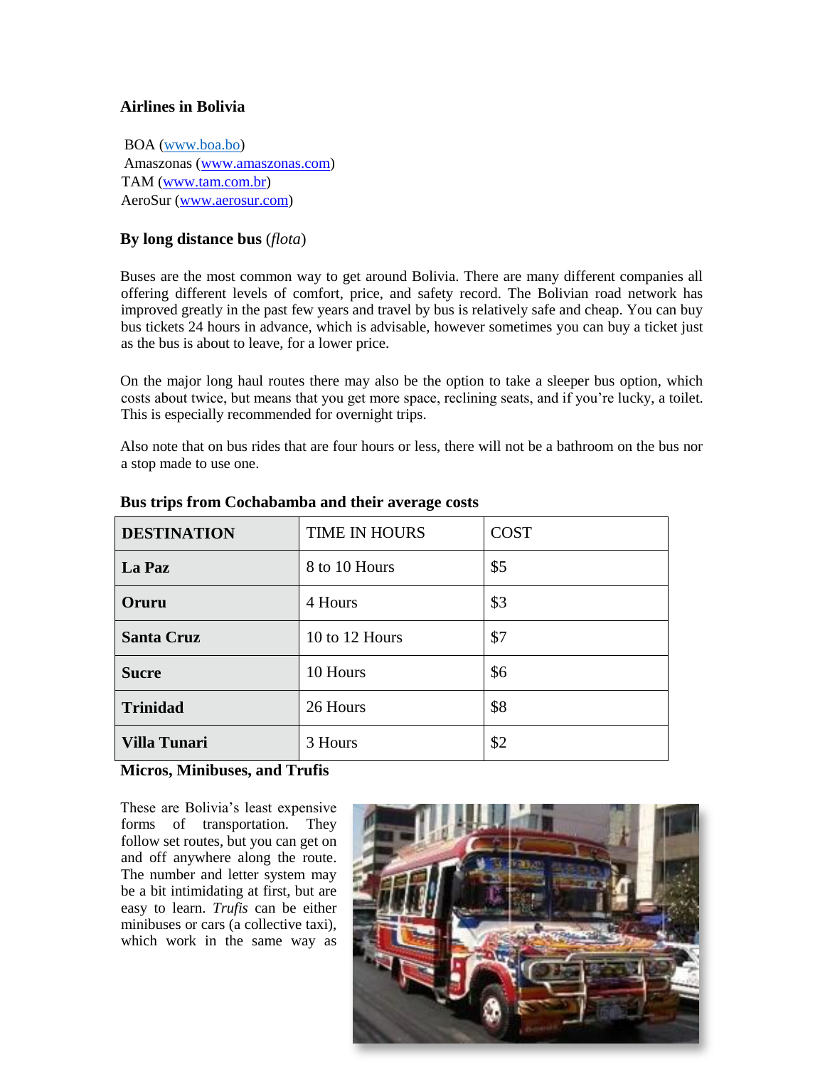### Airlines in Bolivia

BOA (www.boa.bo)
Amaszonas (www.amaszonas.com)
TAM (www.tam.com.br)
AeroSur (www.aerosur.com)

### By long distance bus (*flota*)

Buses are the most common way to get around Bolivia. There are many different companies all offering different levels of comfort, price, and safety record. The Bolivian road network has improved greatly in the past few years and travel by bus is relatively safe and cheap. You can buy bus tickets 24 hours in advance, which is advisable, however sometimes you can buy a ticket just as the bus is about to leave, for a lower price.

On the major long haul routes there may also be the option to take a sleeper bus option, which costs about twice, but means that you get more space, reclining seats, and if you're lucky, a toilet. This is especially recommended for overnight trips.

Also note that on bus rides that are four hours or less, there will not be a bathroom on the bus nor a stop made to use one.

**Bus trips from Cochabamba and their average costs**

| **DESTINATION** | TIME IN HOURS | COST |
|---|---|---|
| **La Paz** | 8 to 10 Hours | $5 |
| **Oruru** | 4 Hours | $3 |
| **Santa Cruz** | 10 to 12 Hours | $7 |
| **Sucre** | 10 Hours | $6 |
| **Trinidad** | 26 Hours | $8 |
| **Villa Tunari** | 3 Hours | $2 |

### Micros, Minibuses, and Trufis

These are Bolivia's least expensive forms of transportation. They follow set routes, but you can get on and off anywhere along the route. The number and letter system may be a bit intimidating at first, but are easy to learn. *Trufis* can be either minibuses or cars (a collective taxi), which work in the same way as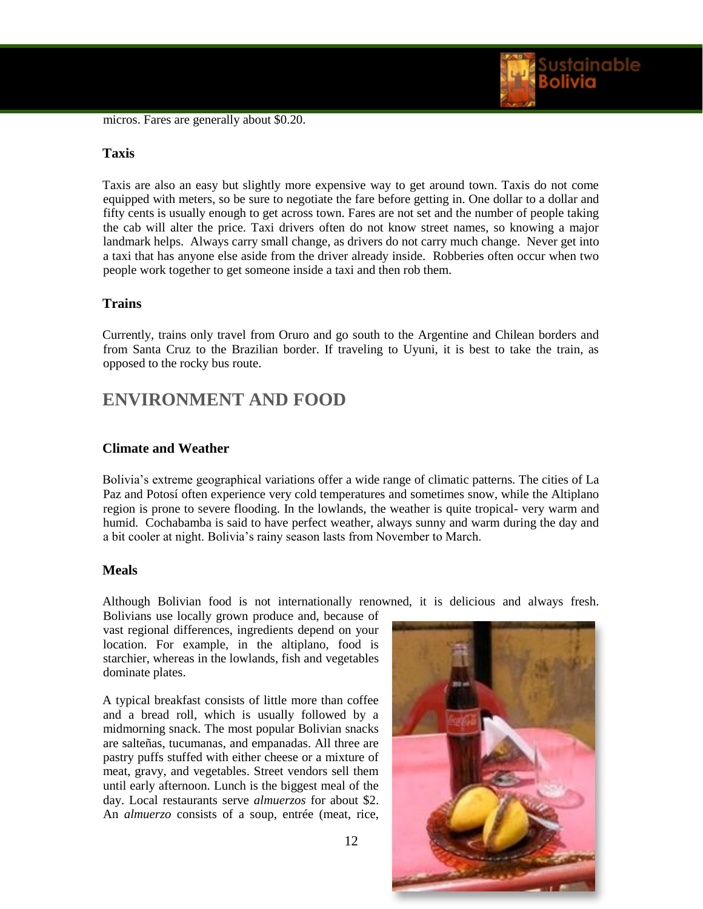micros. Fares are generally about $0.20.

### Taxis

Taxis are also an easy but slightly more expensive way to get around town. Taxis do not come equipped with meters, so be sure to negotiate the fare before getting in. One dollar to a dollar and fifty cents is usually enough to get across town. Fares are not set and the number of people taking the cab will alter the price. Taxi drivers often do not know street names, so knowing a major landmark helps. Always carry small change, as drivers do not carry much change. Never get into a taxi that has anyone else aside from the driver already inside. Robberies often occur when two people work together to get someone inside a taxi and then rob them.

### Trains

Currently, trains only travel from Oruro and go south to the Argentine and Chilean borders and from Santa Cruz to the Brazilian border. If traveling to Uyuni, it is best to take the train, as opposed to the rocky bus route.

## ENVIRONMENT AND FOOD

### Climate and Weather

Bolivia's extreme geographical variations offer a wide range of climatic patterns. The cities of La Paz and Potosí often experience very cold temperatures and sometimes snow, while the Altiplano region is prone to severe flooding. In the lowlands, the weather is quite tropical- very warm and humid. Cochabamba is said to have perfect weather, always sunny and warm during the day and a bit cooler at night. Bolivia's rainy season lasts from November to March.

### Meals

Although Bolivian food is not internationally renowned, it is delicious and always fresh. Bolivians use locally grown produce and, because of vast regional differences, ingredients depend on your location. For example, in the altiplano, food is starchier, whereas in the lowlands, fish and vegetables dominate plates.

A typical breakfast consists of little more than coffee and a bread roll, which is usually followed by a midmorning snack. The most popular Bolivian snacks are salteñas, tucumanas, and empanadas. All three are pastry puffs stuffed with either cheese or a mixture of meat, gravy, and vegetables. Street vendors sell them until early afternoon. Lunch is the biggest meal of the day. Local restaurants serve *almuerzos* for about $2. An *almuerzo* consists of a soup, entrée (meat, rice,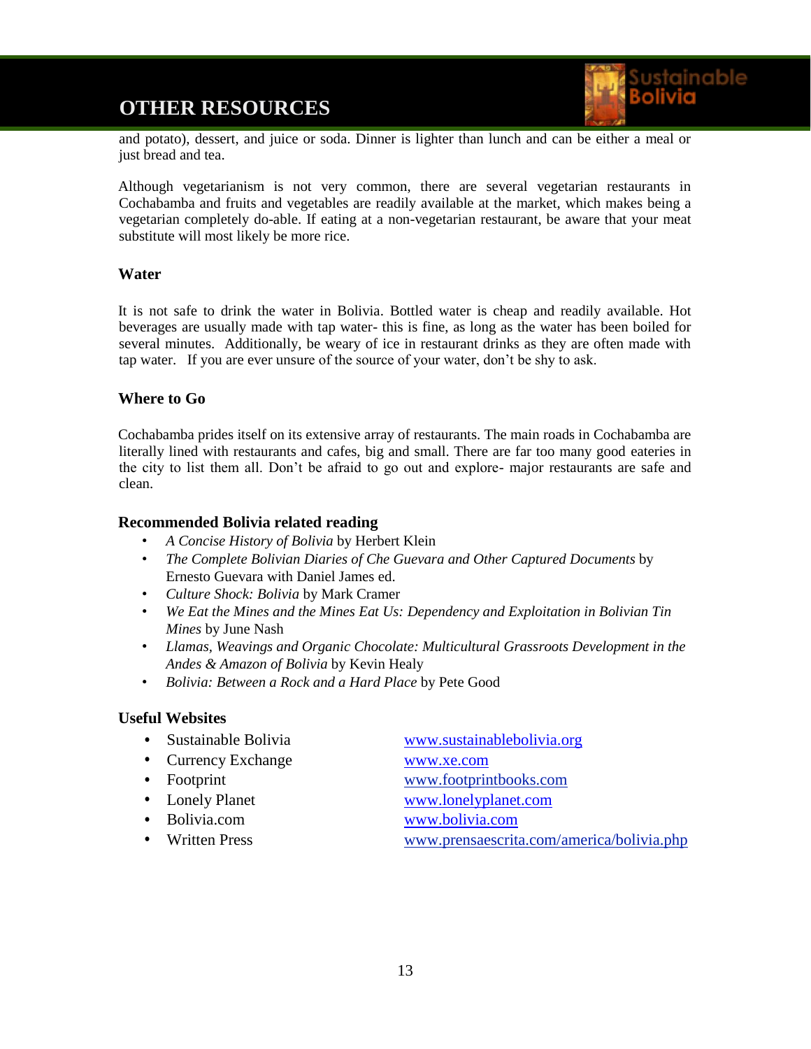and potato), dessert, and juice or soda. Dinner is lighter than lunch and can be either a meal or just bread and tea.

Although vegetarianism is not very common, there are several vegetarian restaurants in Cochabamba and fruits and vegetables are readily available at the market, which makes being a vegetarian completely do-able. If eating at a non-vegetarian restaurant, be aware that your meat substitute will most likely be more rice.

### Water

It is not safe to drink the water in Bolivia. Bottled water is cheap and readily available. Hot beverages are usually made with tap water- this is fine, as long as the water has been boiled for several minutes. Additionally, be weary of ice in restaurant drinks as they are often made with tap water. If you are ever unsure of the source of your water, don't be shy to ask.

### Where to Go

Cochabamba prides itself on its extensive array of restaurants. The main roads in Cochabamba are literally lined with restaurants and cafes, big and small. There are far too many good eateries in the city to list them all. Don't be afraid to go out and explore- major restaurants are safe and clean.

### Recommended Bolivia related reading

- *A Concise History of Bolivia* by Herbert Klein
- *The Complete Bolivian Diaries of Che Guevara and Other Captured Documents* by Ernesto Guevara with Daniel James ed.
- *Culture Shock: Bolivia* by Mark Cramer
- *We Eat the Mines and the Mines Eat Us: Dependency and Exploitation in Bolivian Tin Mines* by June Nash
- *Llamas, Weavings and Organic Chocolate: Multicultural Grassroots Development in the Andes & Amazon of Bolivia* by Kevin Healy
- *Bolivia: Between a Rock and a Hard Place* by Pete Good

### Useful Websites

- Sustainable Bolivia — www.sustainablebolivia.org
- Currency Exchange — www.xe.com
- Footprint — www.footprintbooks.com
- Lonely Planet — www.lonelyplanet.com
- Bolivia.com — www.bolivia.com
- Written Press — www.prensaescrita.com/america/bolivia.php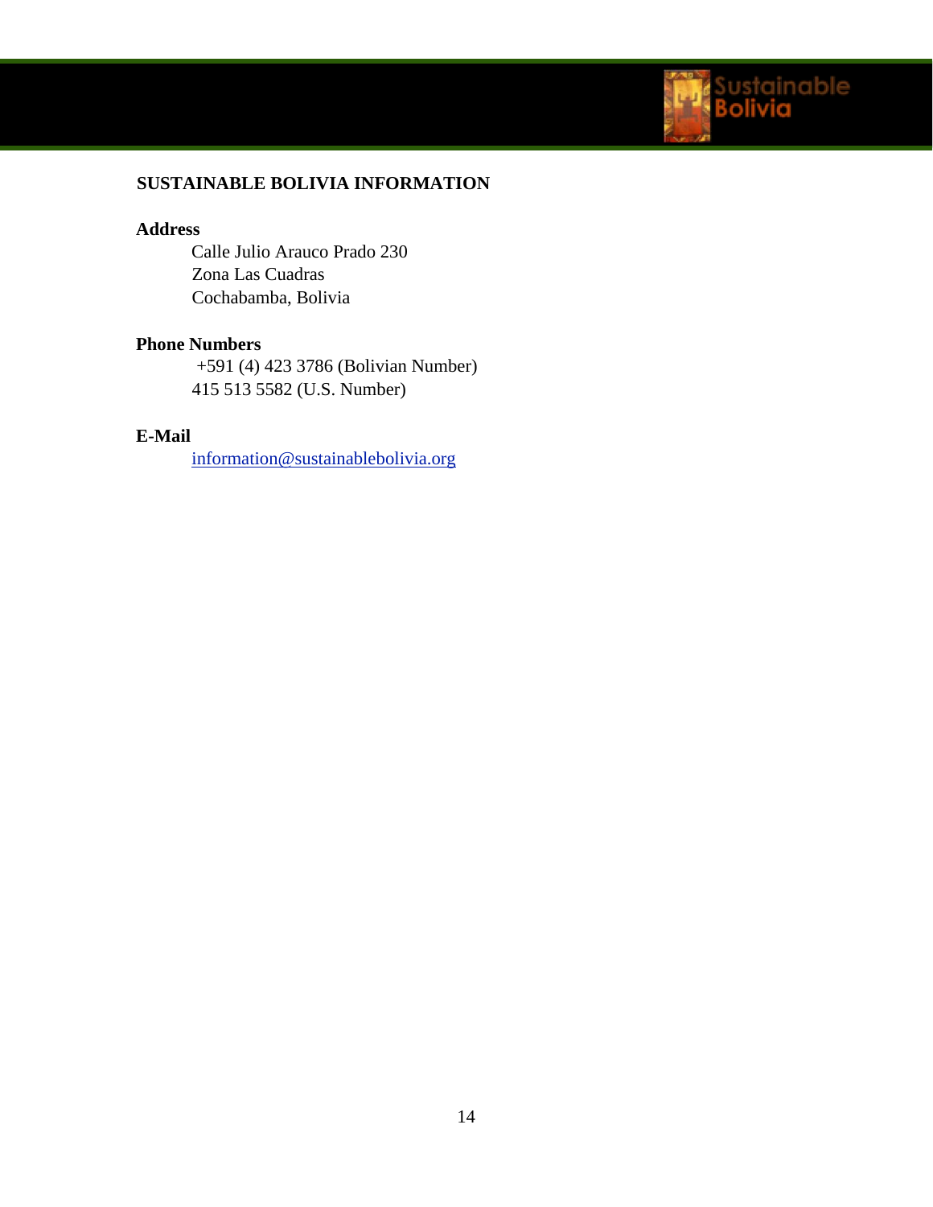## SUSTAINABLE BOLIVIA INFORMATION

**Address**

Calle Julio Arauco Prado 230
Zona Las Cuadras
Cochabamba, Bolivia

**Phone Numbers**

+591 (4) 423 3786 (Bolivian Number)
415 513 5582 (U.S. Number)

**E-Mail**

information@sustainablebolivia.org